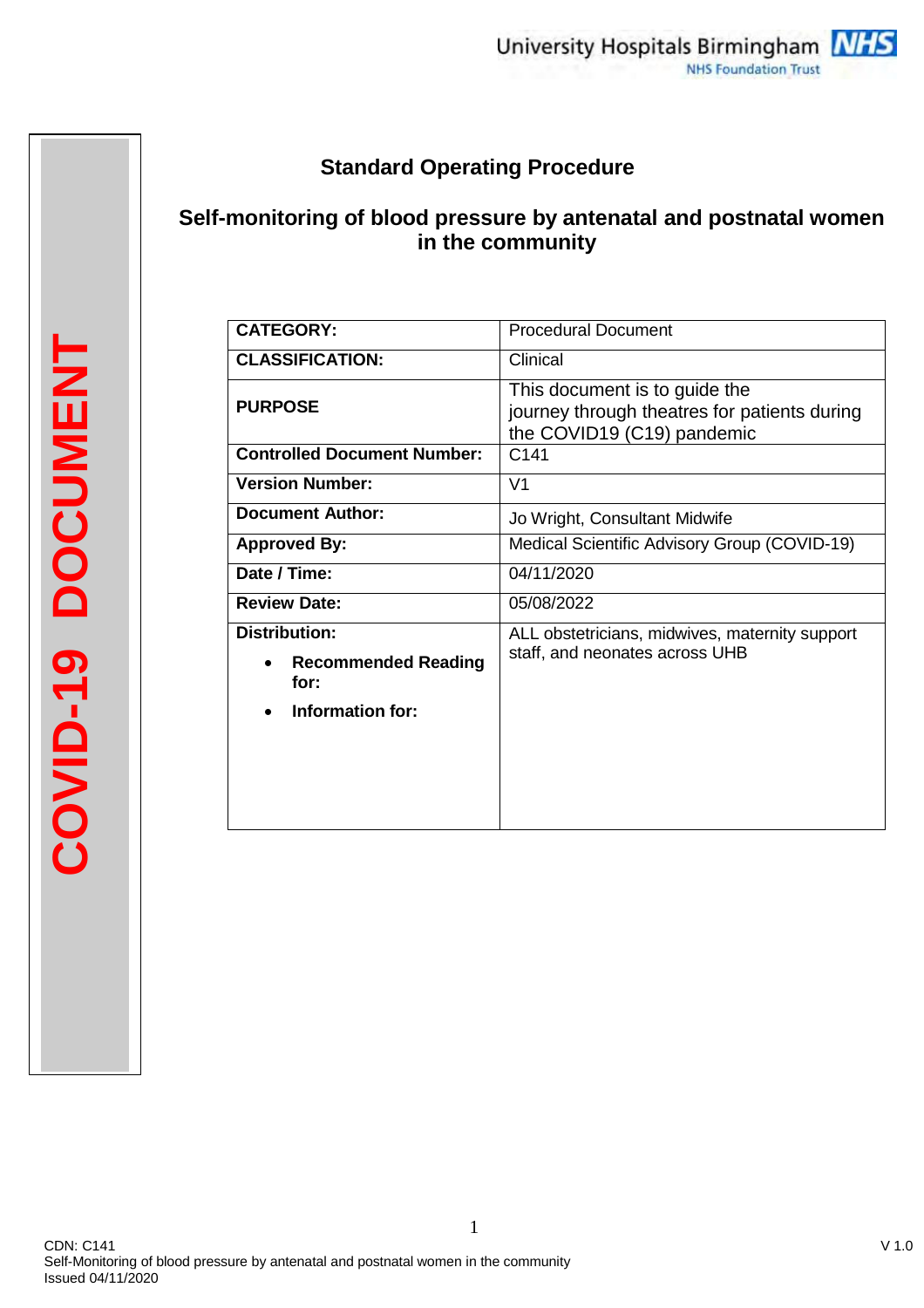University Hospitals Birmingham NHS Foundation Trust

COVID-19 DOCUMENT

# Standard Operating Procedure

## Self-monitoring of blood pressure by antenatal and postnatal women in the community

| | |
|---|---|
| **CATEGORY:** | Procedural Document |
| **CLASSIFICATION:** | Clinical |
| **PURPOSE** | This document is to guide the journey through theatres for patients during the COVID19 (C19) pandemic |
| **Controlled Document Number:** | C141 |
| **Version Number:** | V1 |
| **Document Author:** | Jo Wright, Consultant Midwife |
| **Approved By:** | Medical Scientific Advisory Group (COVID-19) |
| **Date / Time:** | 04/11/2020 |
| **Review Date:** | 05/08/2022 |
| **Distribution:**<br>• **Recommended Reading for:**<br>• **Information for:** | ALL obstetricians, midwives, maternity support staff, and neonates across UHB |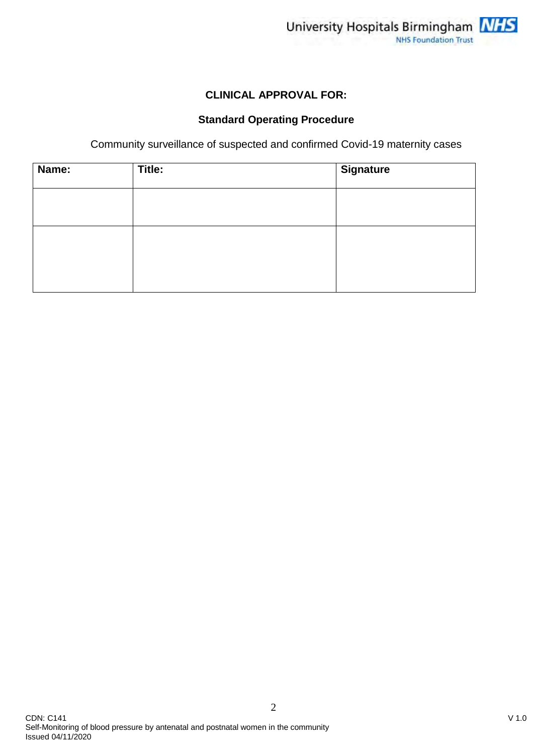**CLINICAL APPROVAL FOR:**

**Standard Operating Procedure**

Community surveillance of suspected and confirmed Covid-19 maternity cases

| Name: | Title: | Signature |
|---|---|---|
| | | |
| | | |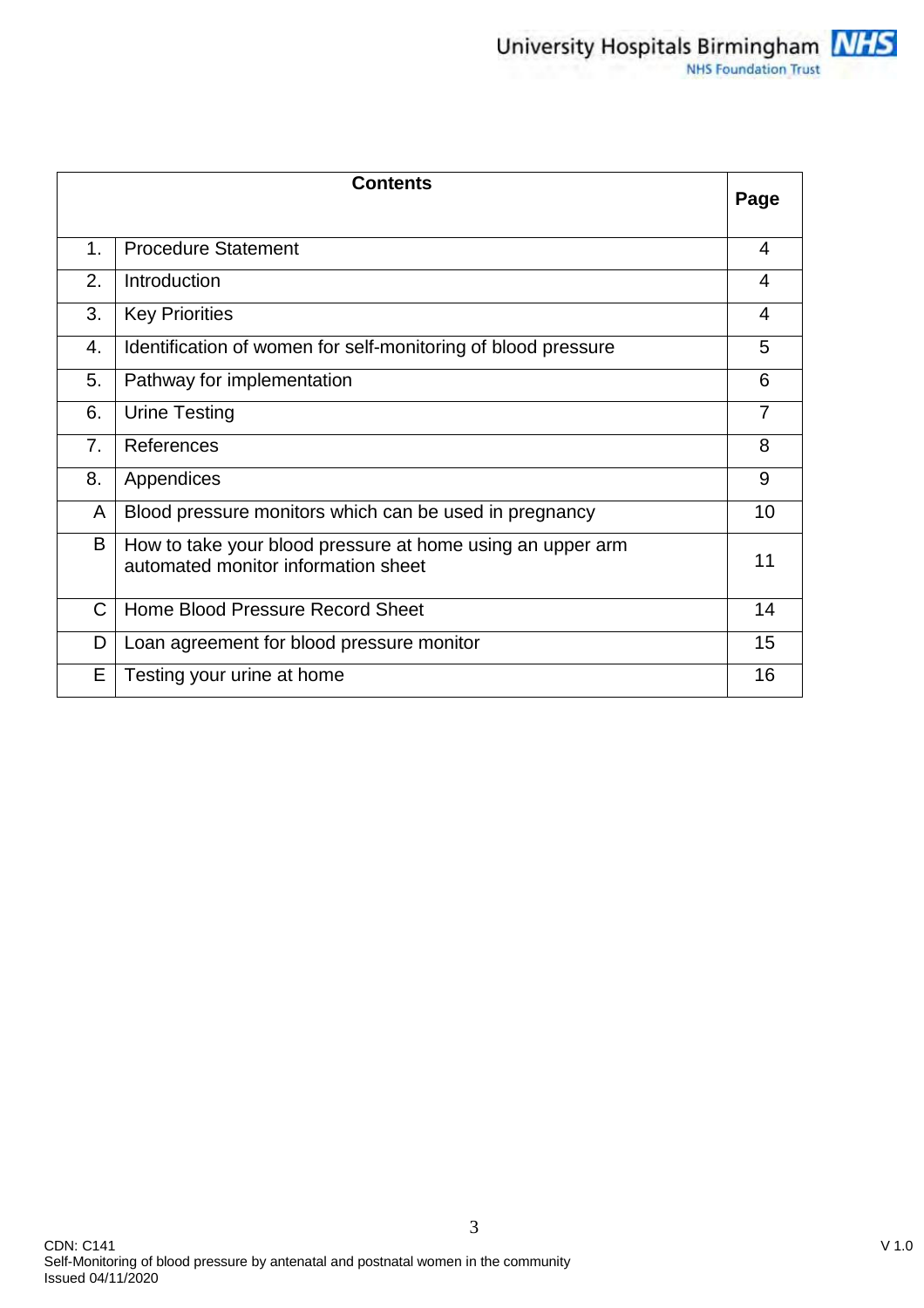| Contents | | Page |
|---|---|---|
| 1. | Procedure Statement | 4 |
| 2. | Introduction | 4 |
| 3. | Key Priorities | 4 |
| 4. | Identification of women for self-monitoring of blood pressure | 5 |
| 5. | Pathway for implementation | 6 |
| 6. | Urine Testing | 7 |
| 7. | References | 8 |
| 8. | Appendices | 9 |
| A | Blood pressure monitors which can be used in pregnancy | 10 |
| B | How to take your blood pressure at home using an upper arm automated monitor information sheet | 11 |
| C | Home Blood Pressure Record Sheet | 14 |
| D | Loan agreement for blood pressure monitor | 15 |
| E | Testing your urine at home | 16 |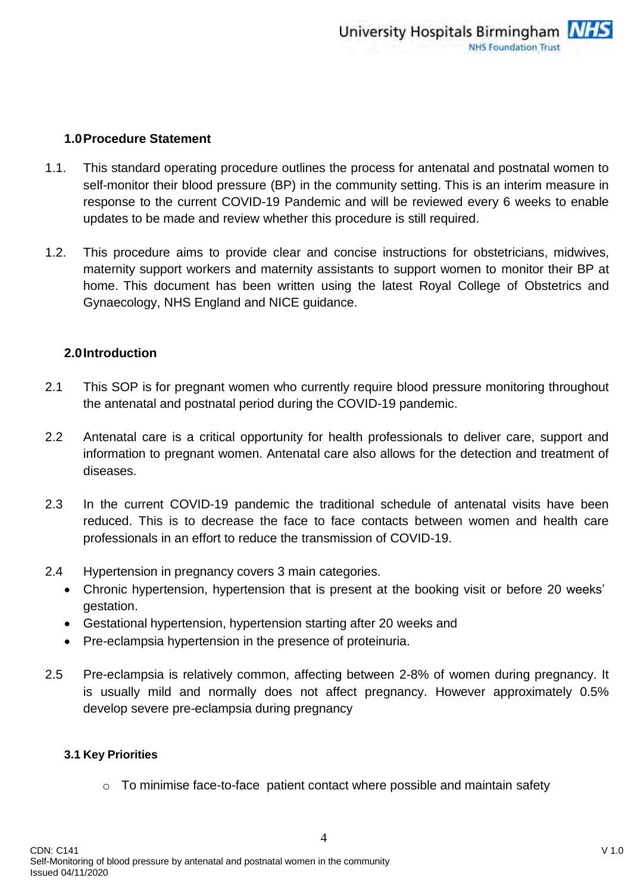## 1.0 Procedure Statement

1.1. This standard operating procedure outlines the process for antenatal and postnatal women to self-monitor their blood pressure (BP) in the community setting. This is an interim measure in response to the current COVID-19 Pandemic and will be reviewed every 6 weeks to enable updates to be made and review whether this procedure is still required.

1.2. This procedure aims to provide clear and concise instructions for obstetricians, midwives, maternity support workers and maternity assistants to support women to monitor their BP at home. This document has been written using the latest Royal College of Obstetrics and Gynaecology, NHS England and NICE guidance.

## 2.0 Introduction

2.1 This SOP is for pregnant women who currently require blood pressure monitoring throughout the antenatal and postnatal period during the COVID-19 pandemic.

2.2 Antenatal care is a critical opportunity for health professionals to deliver care, support and information to pregnant women. Antenatal care also allows for the detection and treatment of diseases.

2.3 In the current COVID-19 pandemic the traditional schedule of antenatal visits have been reduced. This is to decrease the face to face contacts between women and health care professionals in an effort to reduce the transmission of COVID-19.

2.4 Hypertension in pregnancy covers 3 main categories.

- Chronic hypertension, hypertension that is present at the booking visit or before 20 weeks' gestation.
- Gestational hypertension, hypertension starting after 20 weeks and
- Pre-eclampsia hypertension in the presence of proteinuria.

2.5 Pre-eclampsia is relatively common, affecting between 2-8% of women during pregnancy. It is usually mild and normally does not affect pregnancy. However approximately 0.5% develop severe pre-eclampsia during pregnancy

### 3.1 Key Priorities

- To minimise face-to-face patient contact where possible and maintain safety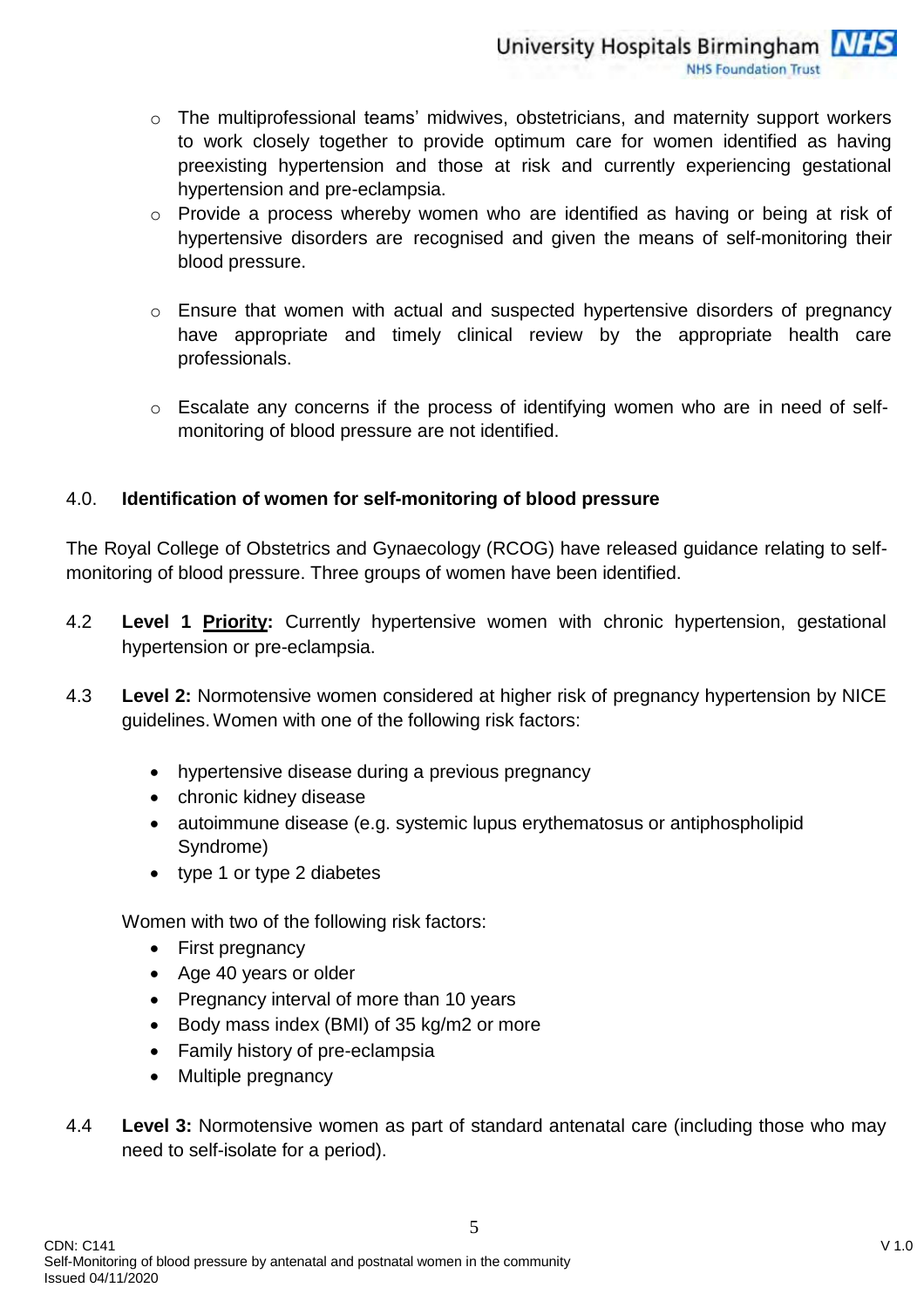- The multiprofessional teams' midwives, obstetricians, and maternity support workers to work closely together to provide optimum care for women identified as having preexisting hypertension and those at risk and currently experiencing gestational hypertension and pre-eclampsia.
- Provide a process whereby women who are identified as having or being at risk of hypertensive disorders are recognised and given the means of self-monitoring their blood pressure.
- Ensure that women with actual and suspected hypertensive disorders of pregnancy have appropriate and timely clinical review by the appropriate health care professionals.
- Escalate any concerns if the process of identifying women who are in need of self-monitoring of blood pressure are not identified.

## 4.0. Identification of women for self-monitoring of blood pressure

The Royal College of Obstetrics and Gynaecology (RCOG) have released guidance relating to self-monitoring of blood pressure. Three groups of women have been identified.

4.2 **Level 1 Priority:** Currently hypertensive women with chronic hypertension, gestational hypertension or pre-eclampsia.

4.3 **Level 2:** Normotensive women considered at higher risk of pregnancy hypertension by NICE guidelines. Women with one of the following risk factors:

- hypertensive disease during a previous pregnancy
- chronic kidney disease
- autoimmune disease (e.g. systemic lupus erythematosus or antiphospholipid Syndrome)
- type 1 or type 2 diabetes

Women with two of the following risk factors:

- First pregnancy
- Age 40 years or older
- Pregnancy interval of more than 10 years
- Body mass index (BMI) of 35 kg/m2 or more
- Family history of pre-eclampsia
- Multiple pregnancy

4.4 **Level 3:** Normotensive women as part of standard antenatal care (including those who may need to self-isolate for a period).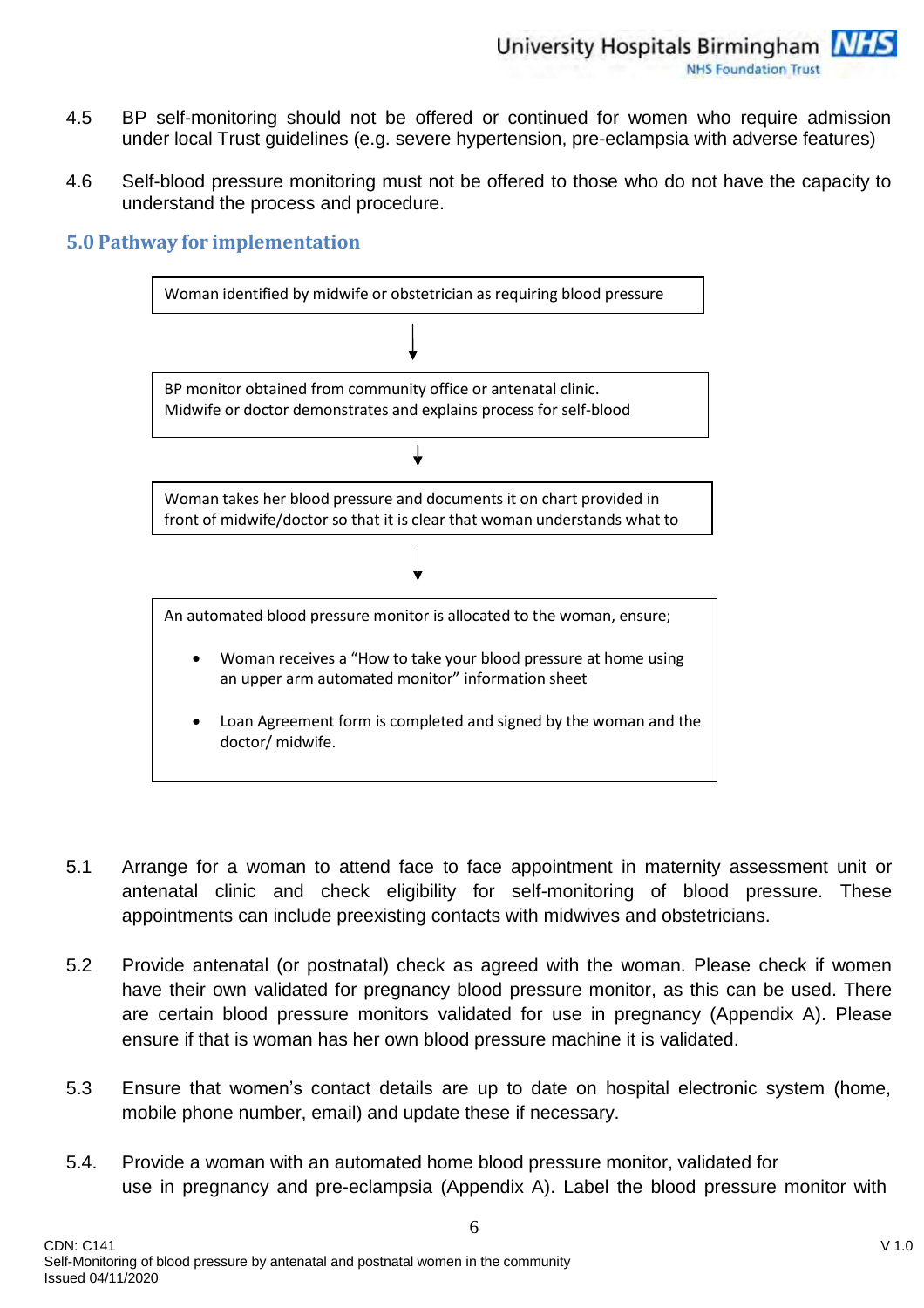4.5 BP self-monitoring should not be offered or continued for women who require admission under local Trust guidelines (e.g. severe hypertension, pre-eclampsia with adverse features)

4.6 Self-blood pressure monitoring must not be offered to those who do not have the capacity to understand the process and procedure.

## 5.0 Pathway for implementation

Woman identified by midwife or obstetrician as requiring blood pressure

↓

BP monitor obtained from community office or antenatal clinic.
Midwife or doctor demonstrates and explains process for self-blood

↓

Woman takes her blood pressure and documents it on chart provided in front of midwife/doctor so that it is clear that woman understands what to

↓

An automated blood pressure monitor is allocated to the woman, ensure;

- Woman receives a "How to take your blood pressure at home using an upper arm automated monitor" information sheet
- Loan Agreement form is completed and signed by the woman and the doctor/ midwife.

5.1 Arrange for a woman to attend face to face appointment in maternity assessment unit or antenatal clinic and check eligibility for self-monitoring of blood pressure. These appointments can include preexisting contacts with midwives and obstetricians.

5.2 Provide antenatal (or postnatal) check as agreed with the woman. Please check if women have their own validated for pregnancy blood pressure monitor, as this can be used. There are certain blood pressure monitors validated for use in pregnancy (Appendix A). Please ensure if that is woman has her own blood pressure machine it is validated.

5.3 Ensure that women's contact details are up to date on hospital electronic system (home, mobile phone number, email) and update these if necessary.

5.4. Provide a woman with an automated home blood pressure monitor, validated for use in pregnancy and pre-eclampsia (Appendix A). Label the blood pressure monitor with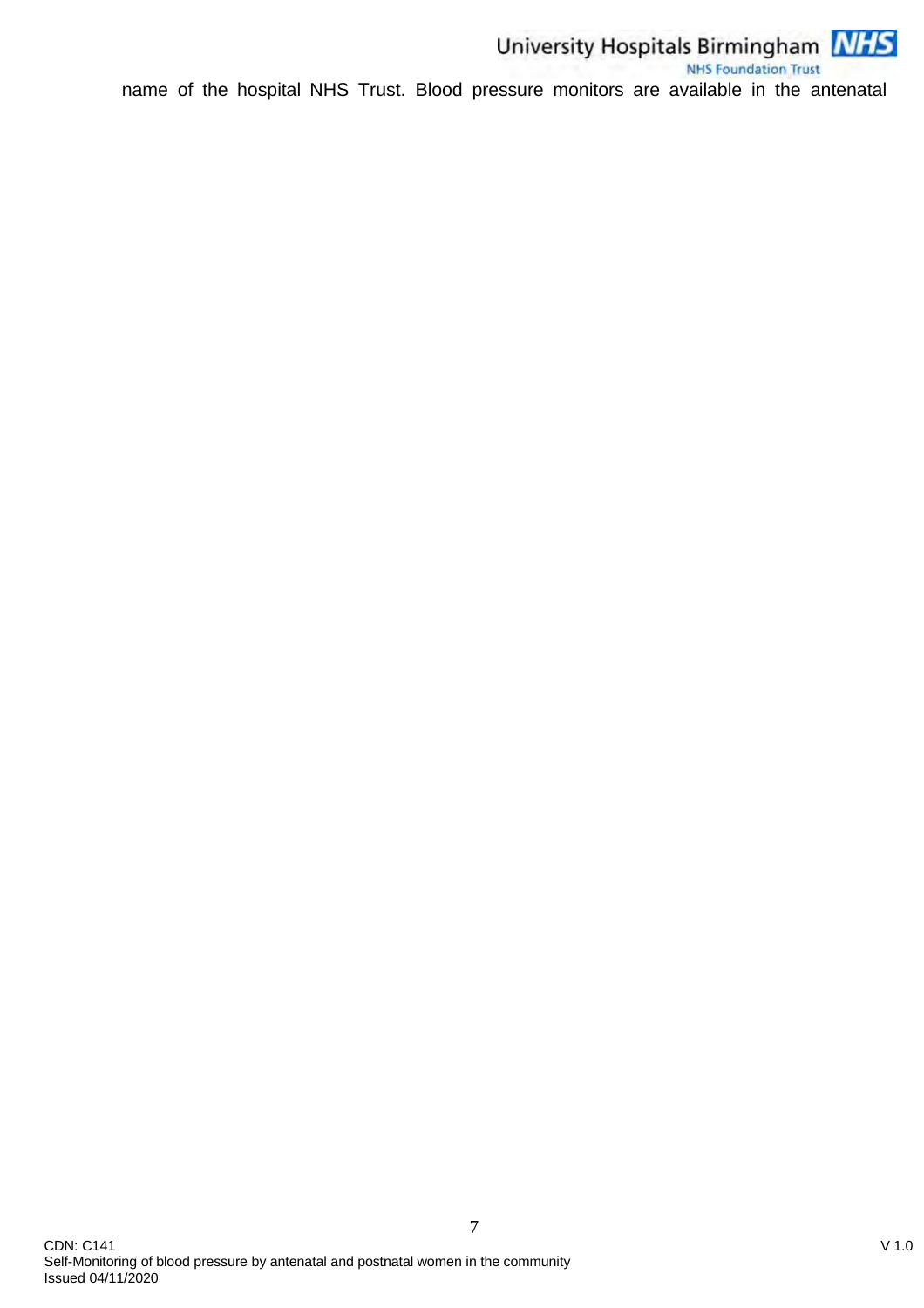name of the hospital NHS Trust. Blood pressure monitors are available in the antenatal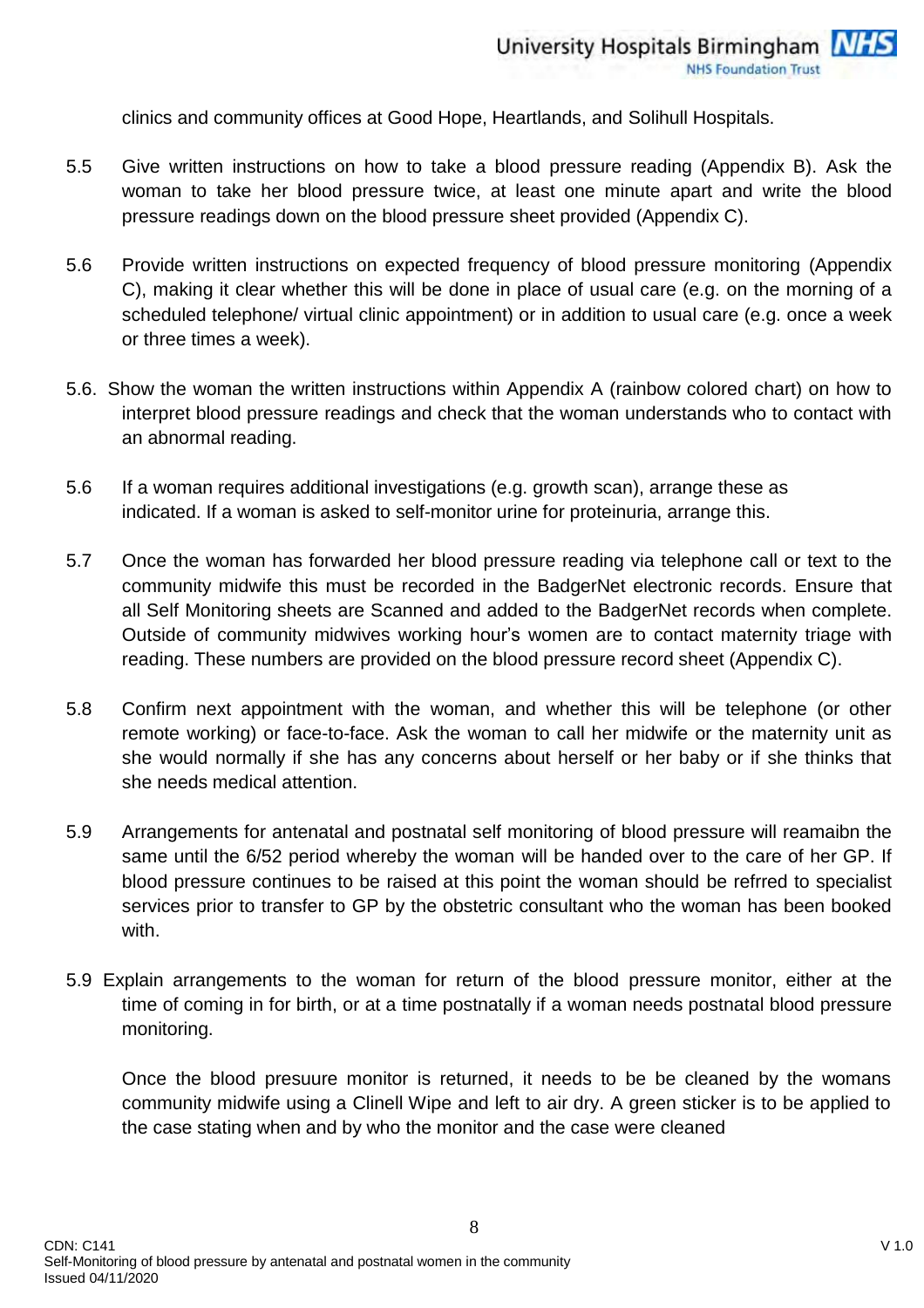clinics and community offices at Good Hope, Heartlands, and Solihull Hospitals.

5.5 Give written instructions on how to take a blood pressure reading (Appendix B). Ask the woman to take her blood pressure twice, at least one minute apart and write the blood pressure readings down on the blood pressure sheet provided (Appendix C).

5.6 Provide written instructions on expected frequency of blood pressure monitoring (Appendix C), making it clear whether this will be done in place of usual care (e.g. on the morning of a scheduled telephone/ virtual clinic appointment) or in addition to usual care (e.g. once a week or three times a week).

5.6. Show the woman the written instructions within Appendix A (rainbow colored chart) on how to interpret blood pressure readings and check that the woman understands who to contact with an abnormal reading.

5.6 If a woman requires additional investigations (e.g. growth scan), arrange these as indicated. If a woman is asked to self-monitor urine for proteinuria, arrange this.

5.7 Once the woman has forwarded her blood pressure reading via telephone call or text to the community midwife this must be recorded in the BadgerNet electronic records. Ensure that all Self Monitoring sheets are Scanned and added to the BadgerNet records when complete. Outside of community midwives working hour's women are to contact maternity triage with reading. These numbers are provided on the blood pressure record sheet (Appendix C).

5.8 Confirm next appointment with the woman, and whether this will be telephone (or other remote working) or face-to-face. Ask the woman to call her midwife or the maternity unit as she would normally if she has any concerns about herself or her baby or if she thinks that she needs medical attention.

5.9 Arrangements for antenatal and postnatal self monitoring of blood pressure will reamaibn the same until the 6/52 period whereby the woman will be handed over to the care of her GP. If blood pressure continues to be raised at this point the woman should be refrred to specialist services prior to transfer to GP by the obstetric consultant who the woman has been booked with.

5.9 Explain arrangements to the woman for return of the blood pressure monitor, either at the time of coming in for birth, or at a time postnatally if a woman needs postnatal blood pressure monitoring.

Once the blood presuure monitor is returned, it needs to be be cleaned by the womans community midwife using a Clinell Wipe and left to air dry. A green sticker is to be applied to the case stating when and by who the monitor and the case were cleaned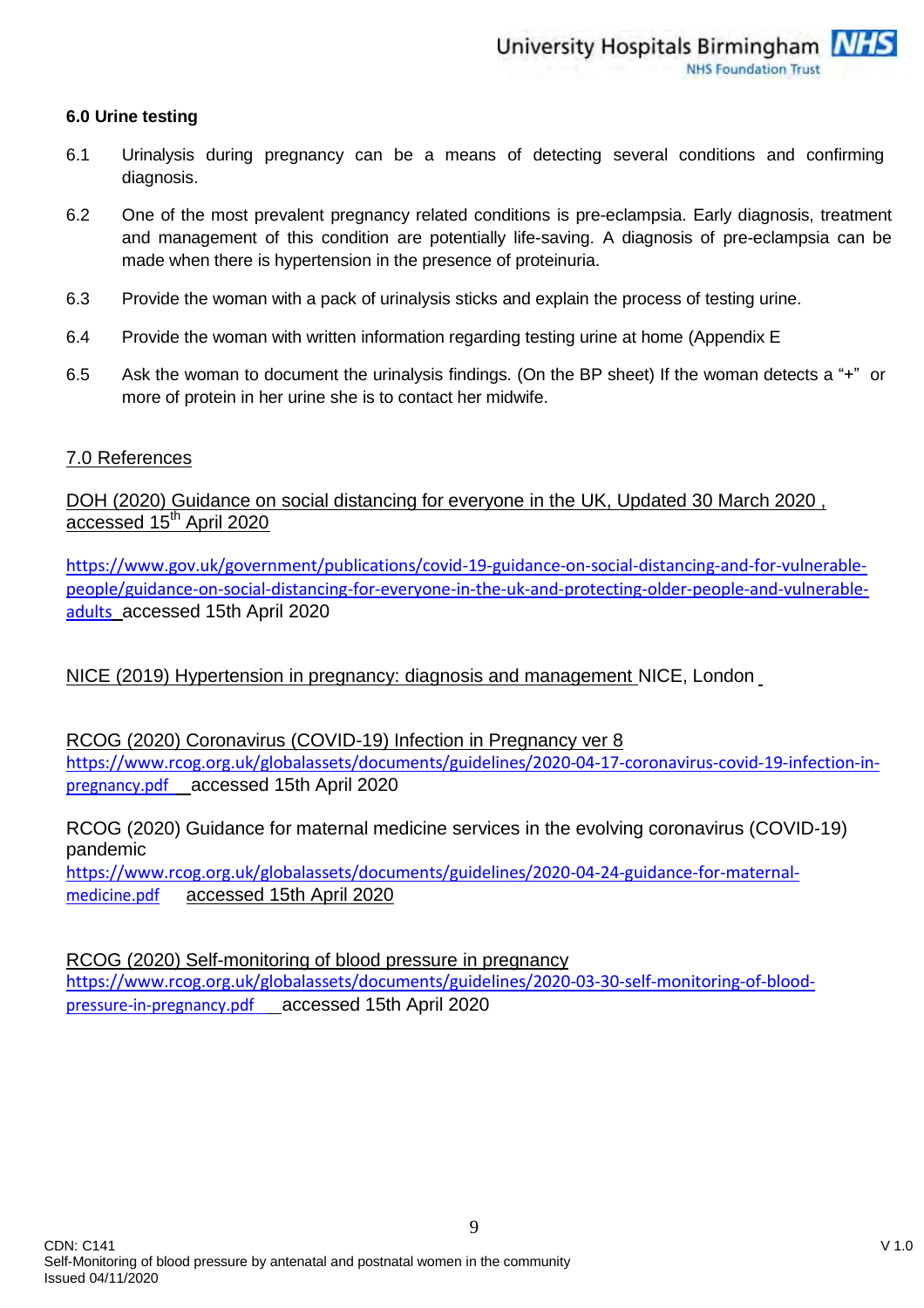### 6.0 Urine testing

6.1 Urinalysis during pregnancy can be a means of detecting several conditions and confirming diagnosis.

6.2 One of the most prevalent pregnancy related conditions is pre-eclampsia. Early diagnosis, treatment and management of this condition are potentially life-saving. A diagnosis of pre-eclampsia can be made when there is hypertension in the presence of proteinuria.

6.3 Provide the woman with a pack of urinalysis sticks and explain the process of testing urine.

6.4 Provide the woman with written information regarding testing urine at home (Appendix E

6.5 Ask the woman to document the urinalysis findings. (On the BP sheet) If the woman detects a "+" or more of protein in her urine she is to contact her midwife.

### 7.0 References

DOH (2020) Guidance on social distancing for everyone in the UK, Updated 30 March 2020 , accessed 15th April 2020

https://www.gov.uk/government/publications/covid-19-guidance-on-social-distancing-and-for-vulnerable-people/guidance-on-social-distancing-for-everyone-in-the-uk-and-protecting-older-people-and-vulnerable-adults accessed 15th April 2020

NICE (2019) Hypertension in pregnancy: diagnosis and management NICE, London

RCOG (2020) Coronavirus (COVID-19) Infection in Pregnancy ver 8
https://www.rcog.org.uk/globalassets/documents/guidelines/2020-04-17-coronavirus-covid-19-infection-in-pregnancy.pdf accessed 15th April 2020

RCOG (2020) Guidance for maternal medicine services in the evolving coronavirus (COVID-19) pandemic
https://www.rcog.org.uk/globalassets/documents/guidelines/2020-04-24-guidance-for-maternal-medicine.pdf accessed 15th April 2020

RCOG (2020) Self-monitoring of blood pressure in pregnancy
https://www.rcog.org.uk/globalassets/documents/guidelines/2020-03-30-self-monitoring-of-blood-pressure-in-pregnancy.pdf accessed 15th April 2020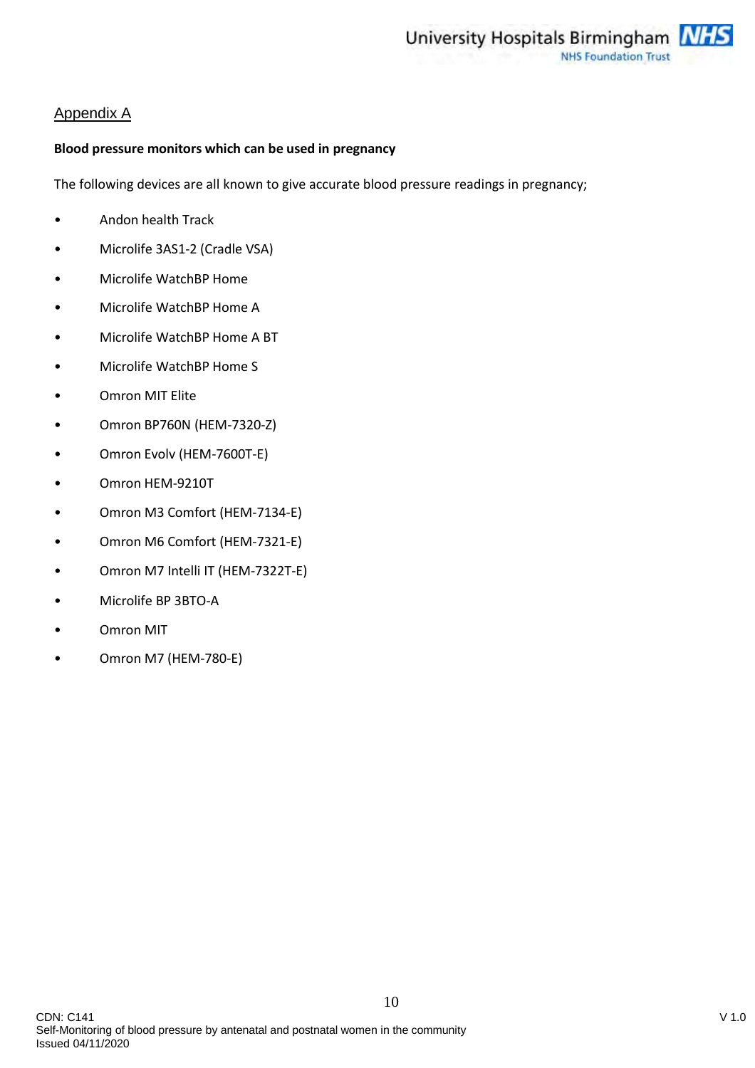## Appendix A

**Blood pressure monitors which can be used in pregnancy**

The following devices are all known to give accurate blood pressure readings in pregnancy;

- Andon health Track
- Microlife 3AS1-2 (Cradle VSA)
- Microlife WatchBP Home
- Microlife WatchBP Home A
- Microlife WatchBP Home A BT
- Microlife WatchBP Home S
- Omron MIT Elite
- Omron BP760N (HEM-7320-Z)
- Omron Evolv (HEM-7600T-E)
- Omron HEM-9210T
- Omron M3 Comfort (HEM-7134-E)
- Omron M6 Comfort (HEM-7321-E)
- Omron M7 Intelli IT (HEM-7322T-E)
- Microlife BP 3BTO-A
- Omron MIT
- Omron M7 (HEM-780-E)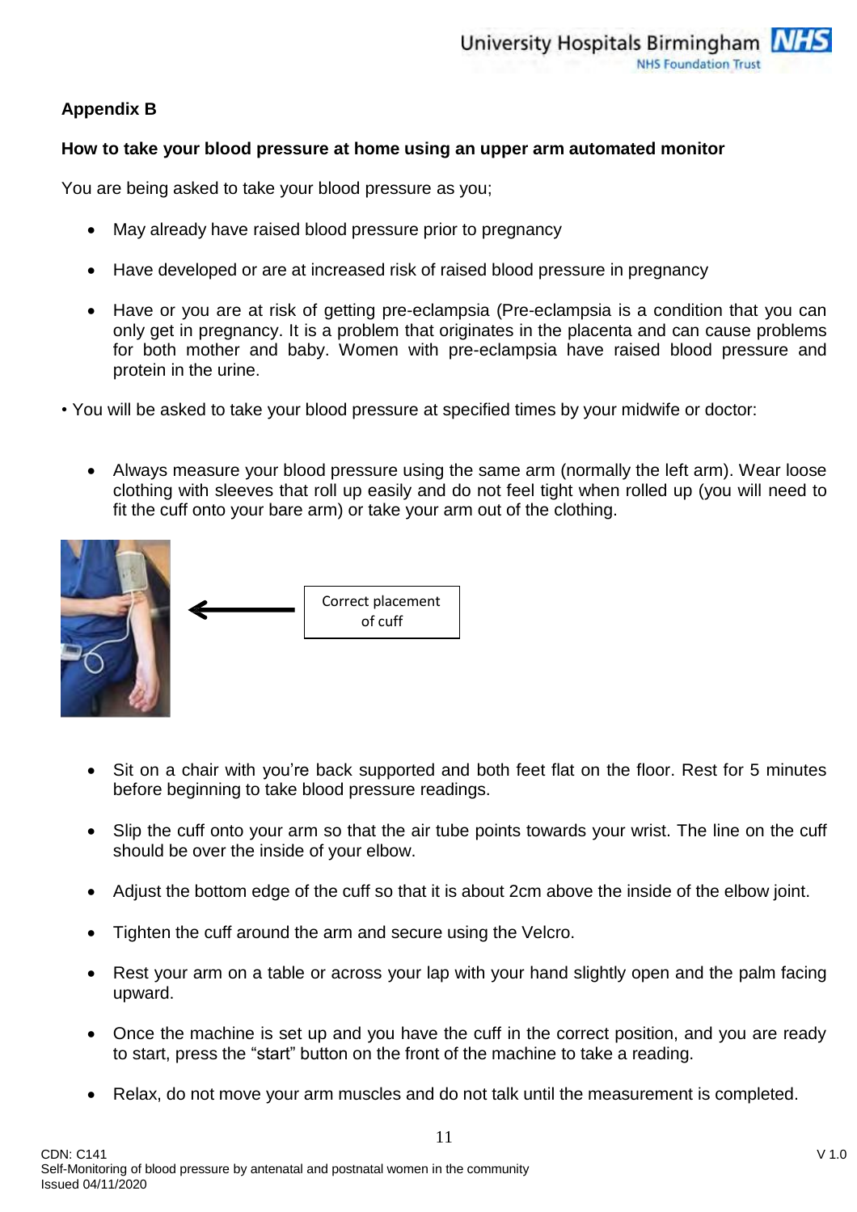**Appendix B**

**How to take your blood pressure at home using an upper arm automated monitor**

You are being asked to take your blood pressure as you;

- May already have raised blood pressure prior to pregnancy
- Have developed or are at increased risk of raised blood pressure in pregnancy
- Have or you are at risk of getting pre-eclampsia (Pre-eclampsia is a condition that you can only get in pregnancy. It is a problem that originates in the placenta and can cause problems for both mother and baby. Women with pre-eclampsia have raised blood pressure and protein in the urine.

• You will be asked to take your blood pressure at specified times by your midwife or doctor:

- Always measure your blood pressure using the same arm (normally the left arm). Wear loose clothing with sleeves that roll up easily and do not feel tight when rolled up (you will need to fit the cuff onto your bare arm) or take your arm out of the clothing.

Correct placement of cuff

- Sit on a chair with you're back supported and both feet flat on the floor. Rest for 5 minutes before beginning to take blood pressure readings.
- Slip the cuff onto your arm so that the air tube points towards your wrist. The line on the cuff should be over the inside of your elbow.
- Adjust the bottom edge of the cuff so that it is about 2cm above the inside of the elbow joint.
- Tighten the cuff around the arm and secure using the Velcro.
- Rest your arm on a table or across your lap with your hand slightly open and the palm facing upward.
- Once the machine is set up and you have the cuff in the correct position, and you are ready to start, press the "start" button on the front of the machine to take a reading.
- Relax, do not move your arm muscles and do not talk until the measurement is completed.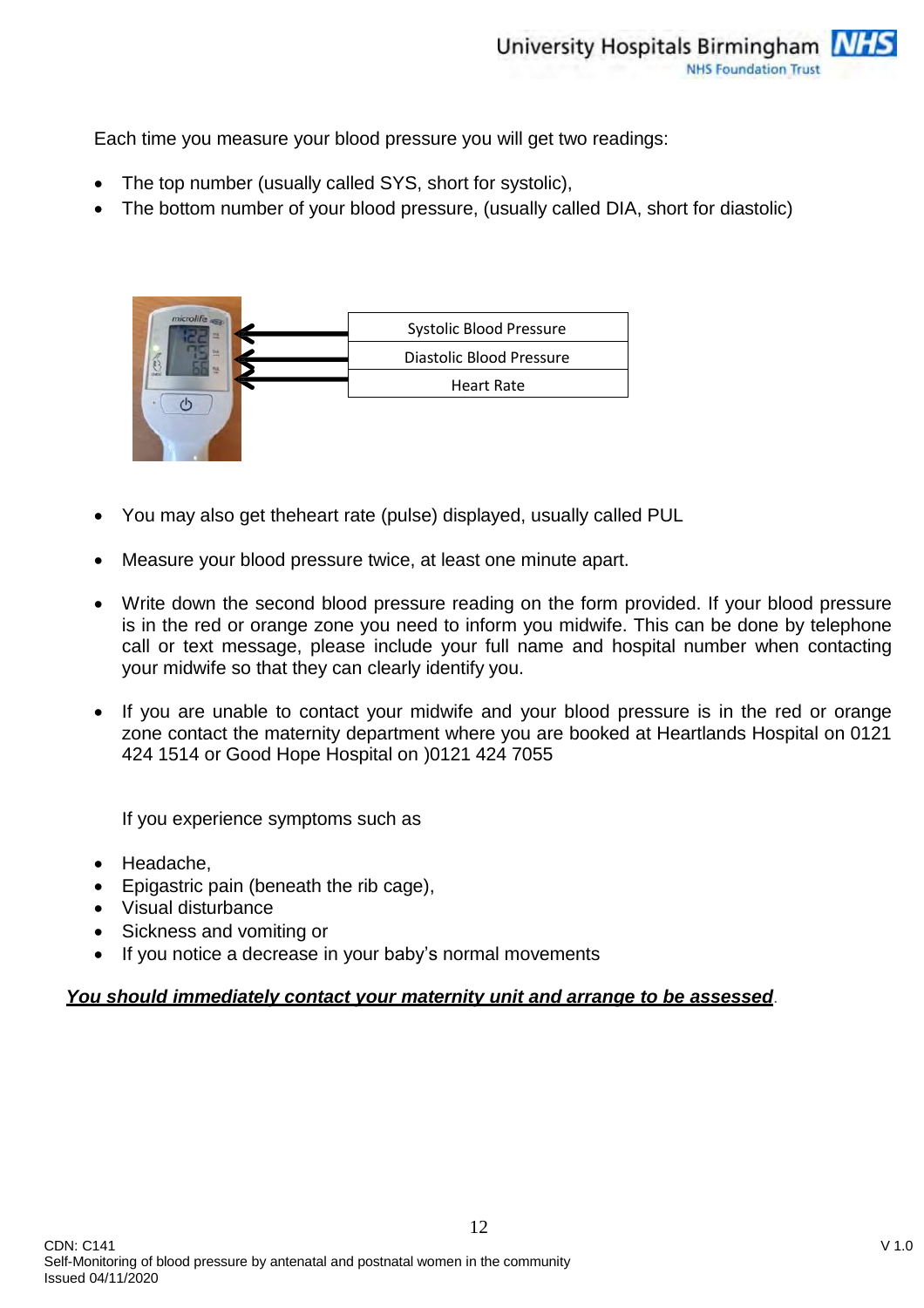Each time you measure your blood pressure you will get two readings:

- The top number (usually called SYS, short for systolic),
- The bottom number of your blood pressure, (usually called DIA, short for diastolic)

| Systolic Blood Pressure |
|---|
| Diastolic Blood Pressure |
| Heart Rate |

- You may also get theheart rate (pulse) displayed, usually called PUL
- Measure your blood pressure twice, at least one minute apart.
- Write down the second blood pressure reading on the form provided. If your blood pressure is in the red or orange zone you need to inform you midwife. This can be done by telephone call or text message, please include your full name and hospital number when contacting your midwife so that they can clearly identify you.
- If you are unable to contact your midwife and your blood pressure is in the red or orange zone contact the maternity department where you are booked at Heartlands Hospital on 0121 424 1514 or Good Hope Hospital on )0121 424 7055

If you experience symptoms such as

- Headache,
- Epigastric pain (beneath the rib cage),
- Visual disturbance
- Sickness and vomiting or
- If you notice a decrease in your baby's normal movements

***You should immediately contact your maternity unit and arrange to be assessed***.

CDN: C141
Self-Monitoring of blood pressure by antenatal and postnatal women in the community
Issued 04/11/2020

V 1.0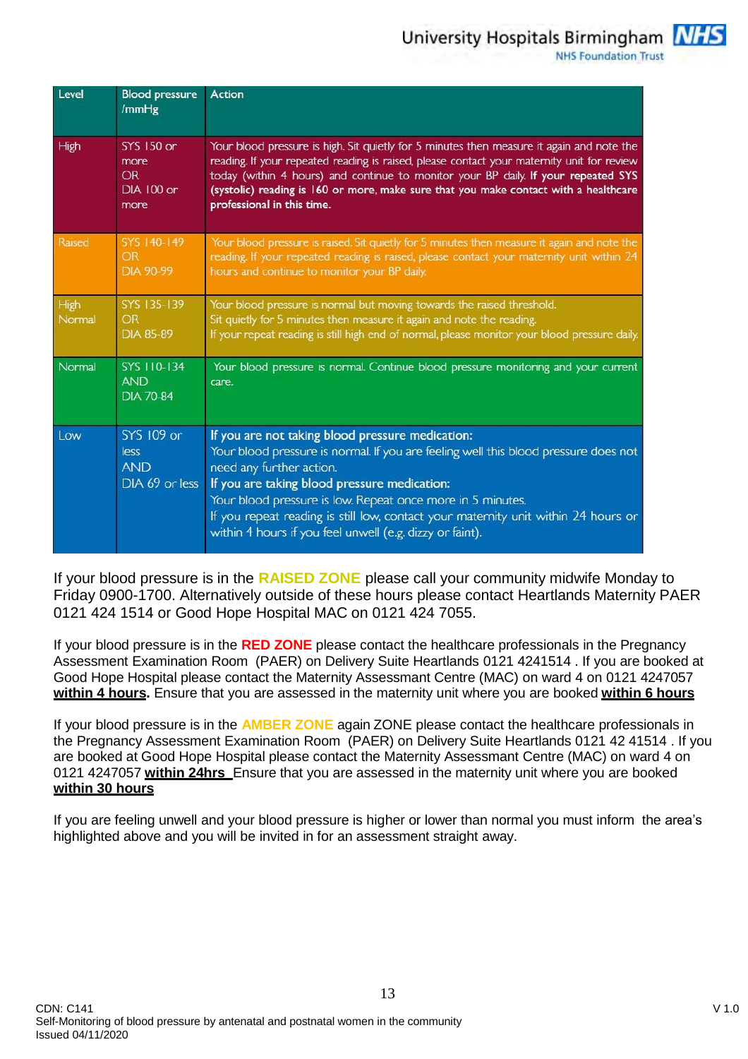| Level | Blood pressure /mmHg | Action |
|---|---|---|
| High | SYS 150 or more OR DIA 100 or more | Your blood pressure is high. Sit quietly for 5 minutes then measure it again and note the reading. If your repeated reading is raised, please contact your maternity unit for review today (within 4 hours) and continue to monitor your BP daily. **If your repeated SYS (systolic) reading is 160 or more, make sure that you make contact with a healthcare professional in this time.** |
| Raised | SYS 140-149 OR DIA 90-99 | Your blood pressure is raised. Sit quietly for 5 minutes then measure it again and note the reading. If your repeated reading is raised, please contact your maternity unit within 24 hours and continue to monitor your BP daily. |
| High Normal | SYS 135-139 OR DIA 85-89 | Your blood pressure is normal but moving towards the raised threshold. Sit quietly for 5 minutes then measure it again and note the reading. If your repeat reading is still high end of normal, please monitor your blood pressure daily. |
| Normal | SYS 110-134 AND DIA 70-84 | Your blood pressure is normal. Continue blood pressure monitoring and your current care. |
| Low | SYS 109 or less AND DIA 69 or less | **If you are not taking blood pressure medication:** Your blood pressure is normal. If you are feeling well this blood pressure does not need any further action. **If you are taking blood pressure medication:** Your blood pressure is low. Repeat once more in 5 minutes. If you repeat reading is still low, contact your maternity unit within 24 hours or within 4 hours if you feel unwell (e.g. dizzy or faint). |

If your blood pressure is in the **RAISED ZONE** please call your community midwife Monday to Friday 0900-1700. Alternatively outside of these hours please contact Heartlands Maternity PAER 0121 424 1514 or Good Hope Hospital MAC on 0121 424 7055.

If your blood pressure is in the **RED ZONE** please contact the healthcare professionals in the Pregnancy Assessment Examination Room (PAER) on Delivery Suite Heartlands 0121 4241514 . If you are booked at Good Hope Hospital please contact the Maternity Assessmant Centre (MAC) on ward 4 on 0121 4247057 **within 4 hours.** Ensure that you are assessed in the maternity unit where you are booked **within 6 hours**

If your blood pressure is in the **AMBER ZONE** again ZONE please contact the healthcare professionals in the Pregnancy Assessment Examination Room (PAER) on Delivery Suite Heartlands 0121 42 41514 . If you are booked at Good Hope Hospital please contact the Maternity Assessment Centre (MAC) on ward 4 on 0121 4247057 **within 24hrs** Ensure that you are assessed in the maternity unit where you are booked **within 30 hours**

If you are feeling unwell and your blood pressure is higher or lower than normal you must inform the area's highlighted above and you will be invited in for an assessment straight away.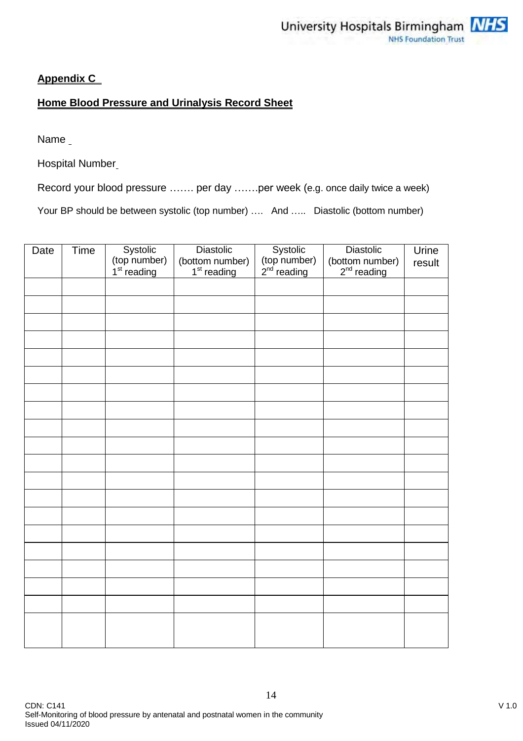**Appendix C**

**Home Blood Pressure and Urinalysis Record Sheet**

Name

Hospital Number

Record your blood pressure ……. per day …….per week (e.g. once daily twice a week)

Your BP should be between systolic (top number) …. And ….. Diastolic (bottom number)

| Date | Time | Systolic (top number) 1st reading | Diastolic (bottom number) 1st reading | Systolic (top number) 2nd reading | Diastolic (bottom number) 2nd reading | Urine result |
|---|---|---|---|---|---|---|
| | | | | | | |
| | | | | | | |
| | | | | | | |
| | | | | | | |
| | | | | | | |
| | | | | | | |
| | | | | | | |
| | | | | | | |
| | | | | | | |
| | | | | | | |
| | | | | | | |
| | | | | | | |
| | | | | | | |
| | | | | | | |
| | | | | | | |
| | | | | | | |
| | | | | | | |
| | | | | | | |
| | | | | | | |
| | | | | | | |

CDN: C141
Self-Monitoring of blood pressure by antenatal and postnatal women in the community
Issued 04/11/2020

V 1.0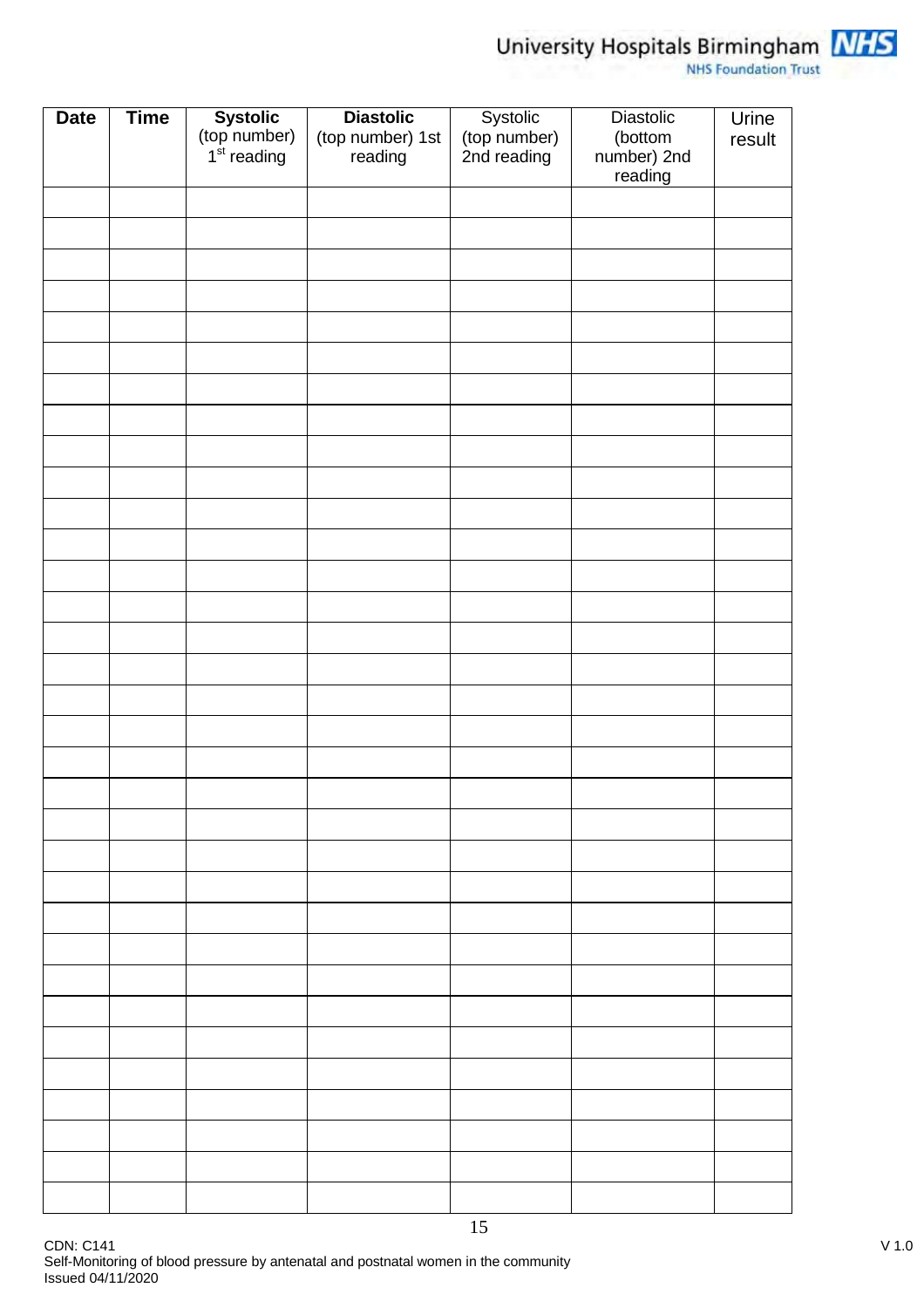| **Date** | **Time** | **Systolic** (top number) 1st reading | **Diastolic** (top number) 1st reading | Systolic (top number) 2nd reading | Diastolic (bottom number) 2nd reading | Urine result |
|---|---|---|---|---|---|---|
| | | | | | | |
| | | | | | | |
| | | | | | | |
| | | | | | | |
| | | | | | | |
| | | | | | | |
| | | | | | | |
| | | | | | | |
| | | | | | | |
| | | | | | | |
| | | | | | | |
| | | | | | | |
| | | | | | | |
| | | | | | | |
| | | | | | | |
| | | | | | | |
| | | | | | | |
| | | | | | | |
| | | | | | | |
| | | | | | | |
| | | | | | | |
| | | | | | | |
| | | | | | | |
| | | | | | | |
| | | | | | | |
| | | | | | | |
| | | | | | | |
| | | | | | | |
| | | | | | | |
| | | | | | | |
| | | | | | | |
| | | | | | | |
| | | | | | | |
| | | | | | | |
| | | | | | | |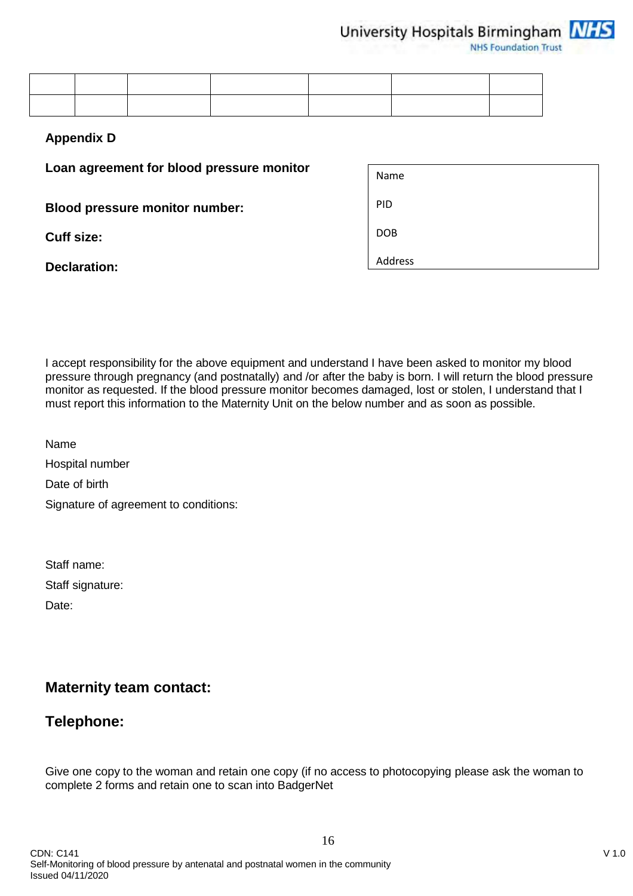|  |  |  |  |  |  |  |
|---|---|---|---|---|---|---|
|  |  |  |  |  |  |  |

**Appendix D**

**Loan agreement for blood pressure monitor**

| Name<br>PID<br>DOB<br>Address |
|---|

**Blood pressure monitor number:**

**Cuff size:**

**Declaration:**

I accept responsibility for the above equipment and understand I have been asked to monitor my blood pressure through pregnancy (and postnatally) and /or after the baby is born. I will return the blood pressure monitor as requested. If the blood pressure monitor becomes damaged, lost or stolen, I understand that I must report this information to the Maternity Unit on the below number and as soon as possible.

Name

Hospital number

Date of birth

Signature of agreement to conditions:

Staff name:

Staff signature:

Date:

## Maternity team contact:

## Telephone:

Give one copy to the woman and retain one copy (if no access to photocopying please ask the woman to complete 2 forms and retain one to scan into BadgerNet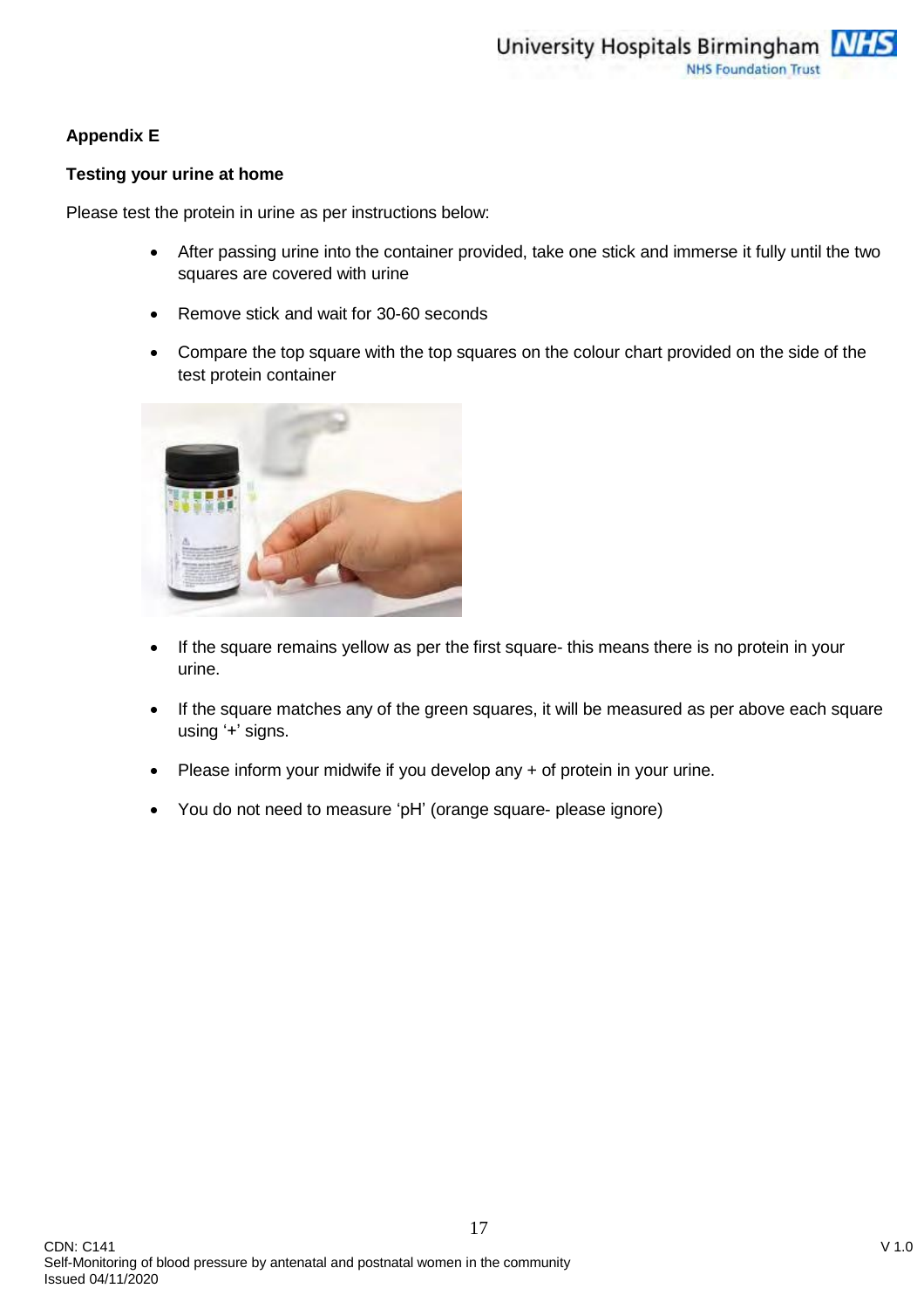**Appendix E**

**Testing your urine at home**

Please test the protein in urine as per instructions below:

- After passing urine into the container provided, take one stick and immerse it fully until the two squares are covered with urine
- Remove stick and wait for 30-60 seconds
- Compare the top square with the top squares on the colour chart provided on the side of the test protein container

- If the square remains yellow as per the first square- this means there is no protein in your urine.
- If the square matches any of the green squares, it will be measured as per above each square using '+' signs.
- Please inform your midwife if you develop any + of protein in your urine.
- You do not need to measure 'pH' (orange square- please ignore)